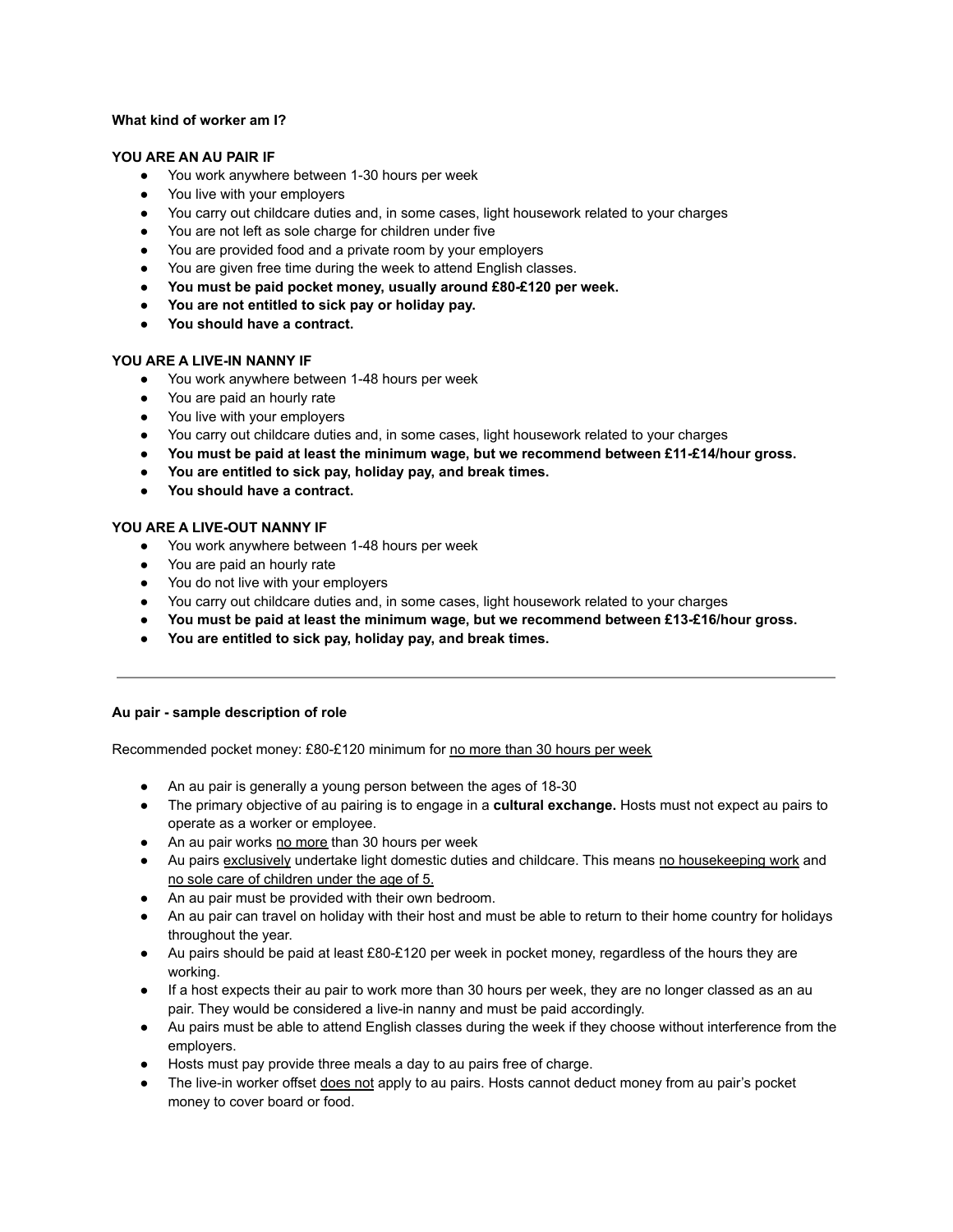**What kind of worker am I?**

**YOU ARE AN AU PAIR IF**

- You work anywhere between 1-30 hours per week
- You live with your employers
- You carry out childcare duties and, in some cases, light housework related to your charges
- You are not left as sole charge for children under five
- You are provided food and a private room by your employers
- You are given free time during the week to attend English classes.
- **You must be paid pocket money, usually around £80-£120 per week.**
- **You are not entitled to sick pay or holiday pay.**
- **You should have a contract.**

**YOU ARE A LIVE-IN NANNY IF**

- You work anywhere between 1-48 hours per week
- You are paid an hourly rate
- You live with your employers
- You carry out childcare duties and, in some cases, light housework related to your charges
- **You must be paid at least the minimum wage, but we recommend between £11-£14/hour gross.**
- **You are entitled to sick pay, holiday pay, and break times.**
- **You should have a contract.**

**YOU ARE A LIVE-OUT NANNY IF**

- You work anywhere between 1-48 hours per week
- You are paid an hourly rate
- You do not live with your employers
- You carry out childcare duties and, in some cases, light housework related to your charges
- **You must be paid at least the minimum wage, but we recommend between £13-£16/hour gross.**
- **You are entitled to sick pay, holiday pay, and break times.**

---

**Au pair - sample description of role**

Recommended pocket money: £80-£120 minimum for <u>no more than 30 hours per week</u>

- An au pair is generally a young person between the ages of 18-30
- The primary objective of au pairing is to engage in a **cultural exchange.** Hosts must not expect au pairs to operate as a worker or employee.
- An au pair works <u>no more</u> than 30 hours per week
- Au pairs <u>exclusively</u> undertake light domestic duties and childcare. This means <u>no housekeeping work</u> and <u>no sole care of children under the age of 5.</u>
- An au pair must be provided with their own bedroom.
- An au pair can travel on holiday with their host and must be able to return to their home country for holidays throughout the year.
- Au pairs should be paid at least £80-£120 per week in pocket money, regardless of the hours they are working.
- If a host expects their au pair to work more than 30 hours per week, they are no longer classed as an au pair. They would be considered a live-in nanny and must be paid accordingly.
- Au pairs must be able to attend English classes during the week if they choose without interference from the employers.
- Hosts must pay provide three meals a day to au pairs free of charge.
- The live-in worker offset <u>does not</u> apply to au pairs. Hosts cannot deduct money from au pair's pocket money to cover board or food.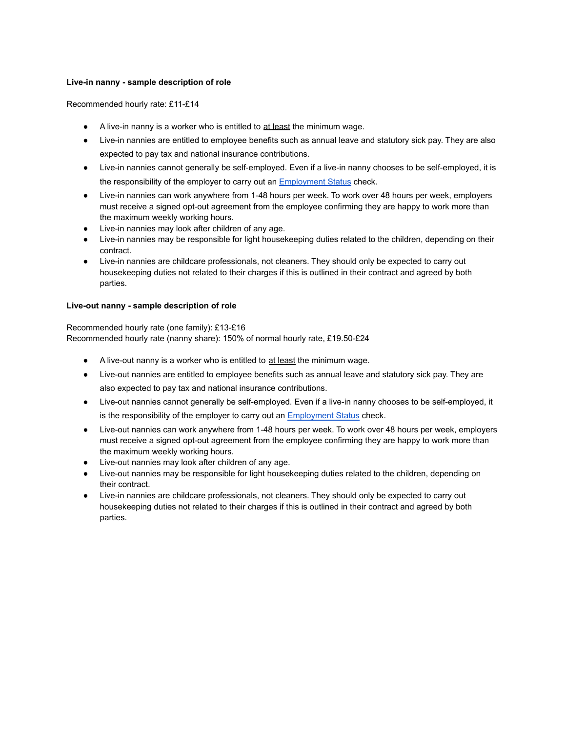**Live-in nanny - sample description of role**

Recommended hourly rate: £11-£14

- A live-in nanny is a worker who is entitled to <u>at least</u> the minimum wage.
- Live-in nannies are entitled to employee benefits such as annual leave and statutory sick pay. They are also expected to pay tax and national insurance contributions.
- Live-in nannies cannot generally be self-employed. Even if a live-in nanny chooses to be self-employed, it is the responsibility of the employer to carry out an Employment Status check.
- Live-in nannies can work anywhere from 1-48 hours per week. To work over 48 hours per week, employers must receive a signed opt-out agreement from the employee confirming they are happy to work more than the maximum weekly working hours.
- Live-in nannies may look after children of any age.
- Live-in nannies may be responsible for light housekeeping duties related to the children, depending on their contract.
- Live-in nannies are childcare professionals, not cleaners. They should only be expected to carry out housekeeping duties not related to their charges if this is outlined in their contract and agreed by both parties.

**Live-out nanny - sample description of role**

Recommended hourly rate (one family): £13-£16
Recommended hourly rate (nanny share): 150% of normal hourly rate, £19.50-£24

- A live-out nanny is a worker who is entitled to <u>at least</u> the minimum wage.
- Live-out nannies are entitled to employee benefits such as annual leave and statutory sick pay. They are also expected to pay tax and national insurance contributions.
- Live-out nannies cannot generally be self-employed. Even if a live-in nanny chooses to be self-employed, it is the responsibility of the employer to carry out an Employment Status check.
- Live-out nannies can work anywhere from 1-48 hours per week. To work over 48 hours per week, employers must receive a signed opt-out agreement from the employee confirming they are happy to work more than the maximum weekly working hours.
- Live-out nannies may look after children of any age.
- Live-out nannies may be responsible for light housekeeping duties related to the children, depending on their contract.
- Live-in nannies are childcare professionals, not cleaners. They should only be expected to carry out housekeeping duties not related to their charges if this is outlined in their contract and agreed by both parties.